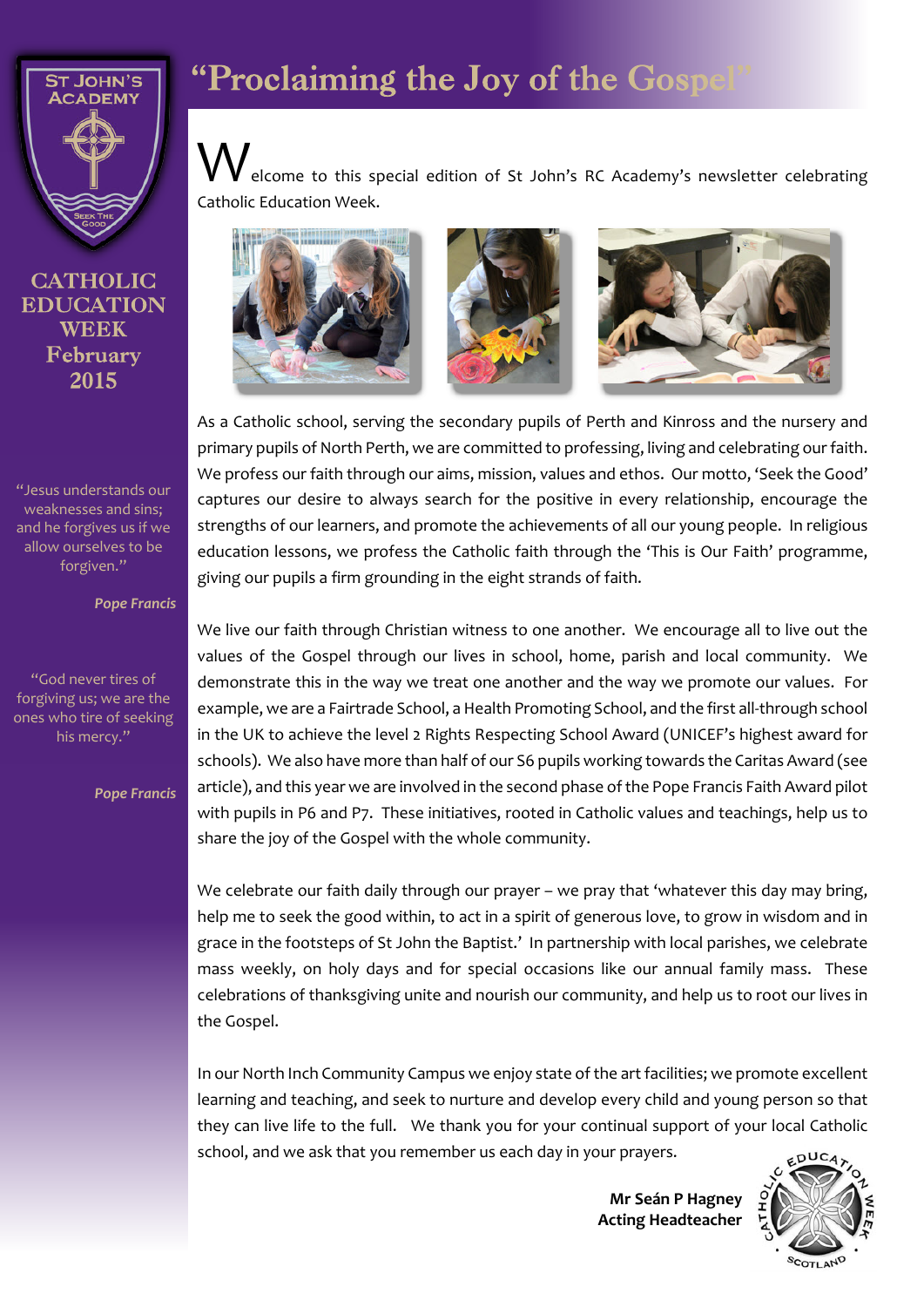# "Proclaiming the Joy of the Gospel"

ST JOHN'S ACADEMY

SEEK THE GOOD

**CATHOLIC EDUCATION WEEK February 2015**

"Jesus understands our weaknesses and sins; and he forgives us if we allow ourselves to be forgiven."

*Pope Francis*

"God never tires of forgiving us; we are the ones who tire of seeking his mercy."

*Pope Francis*

Welcome to this special edition of St John's RC Academy's newsletter celebrating Catholic Education Week.

As a Catholic school, serving the secondary pupils of Perth and Kinross and the nursery and primary pupils of North Perth, we are committed to professing, living and celebrating our faith. We profess our faith through our aims, mission, values and ethos. Our motto, 'Seek the Good' captures our desire to always search for the positive in every relationship, encourage the strengths of our learners, and promote the achievements of all our young people. In religious education lessons, we profess the Catholic faith through the 'This is Our Faith' programme, giving our pupils a firm grounding in the eight strands of faith.

We live our faith through Christian witness to one another. We encourage all to live out the values of the Gospel through our lives in school, home, parish and local community. We demonstrate this in the way we treat one another and the way we promote our values. For example, we are a Fairtrade School, a Health Promoting School, and the first all-through school in the UK to achieve the level 2 Rights Respecting School Award (UNICEF's highest award for schools). We also have more than half of our S6 pupils working towards the Caritas Award (see article), and this year we are involved in the second phase of the Pope Francis Faith Award pilot with pupils in P6 and P7. These initiatives, rooted in Catholic values and teachings, help us to share the joy of the Gospel with the whole community.

We celebrate our faith daily through our prayer – we pray that 'whatever this day may bring, help me to seek the good within, to act in a spirit of generous love, to grow in wisdom and in grace in the footsteps of St John the Baptist.' In partnership with local parishes, we celebrate mass weekly, on holy days and for special occasions like our annual family mass. These celebrations of thanksgiving unite and nourish our community, and help us to root our lives in the Gospel.

In our North Inch Community Campus we enjoy state of the art facilities; we promote excellent learning and teaching, and seek to nurture and develop every child and young person so that they can live life to the full. We thank you for your continual support of your local Catholic school, and we ask that you remember us each day in your prayers.

**Mr Seán P Hagney**
**Acting Headteacher**

CATHOLIC EDUCATION WEEK SCOTLAND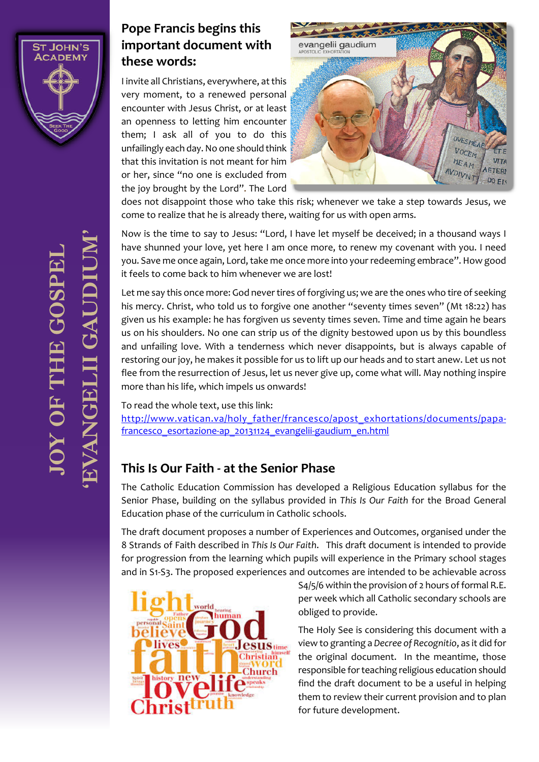# JOY OF THE GOSPEL 'EVANGELII GAUDIUM'

## Pope Francis begins this important document with these words:

I invite all Christians, everywhere, at this very moment, to a renewed personal encounter with Jesus Christ, or at least an openness to letting him encounter them; I ask all of you to do this unfailingly each day. No one should think that this invitation is not meant for him or her, since "no one is excluded from the joy brought by the Lord". The Lord does not disappoint those who take this risk; whenever we take a step towards Jesus, we come to realize that he is already there, waiting for us with open arms.

Now is the time to say to Jesus: "Lord, I have let myself be deceived; in a thousand ways I have shunned your love, yet here I am once more, to renew my covenant with you. I need you. Save me once again, Lord, take me once more into your redeeming embrace". How good it feels to come back to him whenever we are lost!

Let me say this once more: God never tires of forgiving us; we are the ones who tire of seeking his mercy. Christ, who told us to forgive one another "seventy times seven" (Mt 18:22) has given us his example: he has forgiven us seventy times seven. Time and time again he bears us on his shoulders. No one can strip us of the dignity bestowed upon us by this boundless and unfailing love. With a tenderness which never disappoints, but is always capable of restoring our joy, he makes it possible for us to lift up our heads and to start anew. Let us not flee from the resurrection of Jesus, let us never give up, come what will. May nothing inspire more than his life, which impels us onwards!

To read the whole text, use this link:
http://www.vatican.va/holy_father/francesco/apost_exhortations/documents/papa-francesco_esortazione-ap_20131124_evangelii-gaudium_en.html

## This Is Our Faith - at the Senior Phase

The Catholic Education Commission has developed a Religious Education syllabus for the Senior Phase, building on the syllabus provided in *This Is Our Faith* for the Broad General Education phase of the curriculum in Catholic schools.

The draft document proposes a number of Experiences and Outcomes, organised under the 8 Strands of Faith described in *This Is Our Faith*. This draft document is intended to provide for progression from the learning which pupils will experience in the Primary school stages and in S1-S3. The proposed experiences and outcomes are intended to be achievable across S4/5/6 within the provision of 2 hours of formal R.E. per week which all Catholic secondary schools are obliged to provide.

The Holy See is considering this document with a view to granting a *Decree of Recognitio*, as it did for the original document. In the meantime, those responsible for teaching religious education should find the draft document to be a useful in helping them to review their current provision and to plan for future development.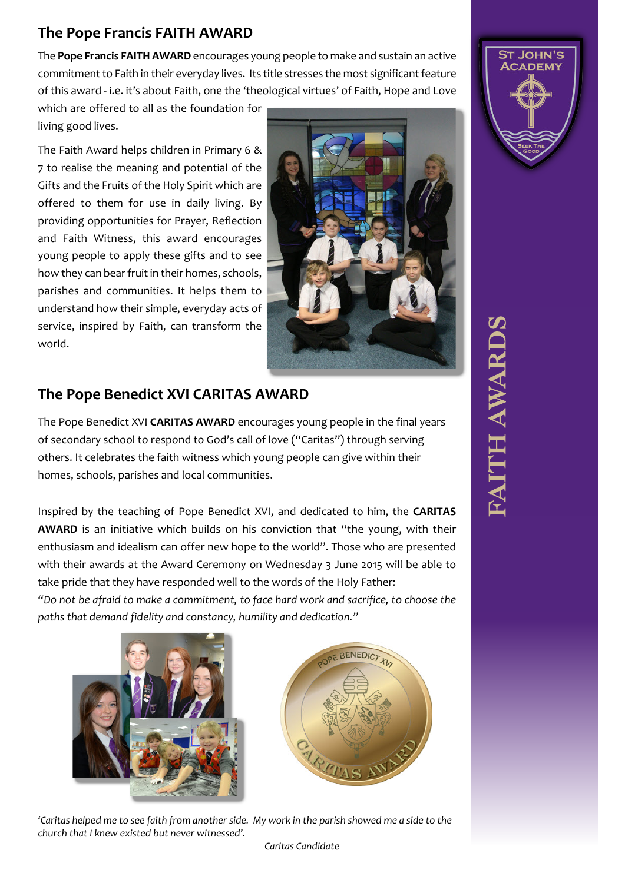## The Pope Francis FAITH AWARD

The **Pope Francis FAITH AWARD** encourages young people to make and sustain an active commitment to Faith in their everyday lives. Its title stresses the most significant feature of this award - i.e. it's about Faith, one the 'theological virtues' of Faith, Hope and Love which are offered to all as the foundation for living good lives.

The Faith Award helps children in Primary 6 & 7 to realise the meaning and potential of the Gifts and the Fruits of the Holy Spirit which are offered to them for use in daily living. By providing opportunities for Prayer, Reflection and Faith Witness, this award encourages young people to apply these gifts and to see how they can bear fruit in their homes, schools, parishes and communities. It helps them to understand how their simple, everyday acts of service, inspired by Faith, can transform the world.

## The Pope Benedict XVI CARITAS AWARD

The Pope Benedict XVI **CARITAS AWARD** encourages young people in the final years of secondary school to respond to God's call of love ("Caritas") through serving others. It celebrates the faith witness which young people can give within their homes, schools, parishes and local communities.

Inspired by the teaching of Pope Benedict XVI, and dedicated to him, the **CARITAS AWARD** is an initiative which builds on his conviction that "the young, with their enthusiasm and idealism can offer new hope to the world". Those who are presented with their awards at the Award Ceremony on Wednesday 3 June 2015 will be able to take pride that they have responded well to the words of the Holy Father:
*"Do not be afraid to make a commitment, to face hard work and sacrifice, to choose the paths that demand fidelity and constancy, humility and dedication."*

*'Caritas helped me to see faith from another side. My work in the parish showed me a side to the church that I knew existed but never witnessed'.*

*Caritas Candidate*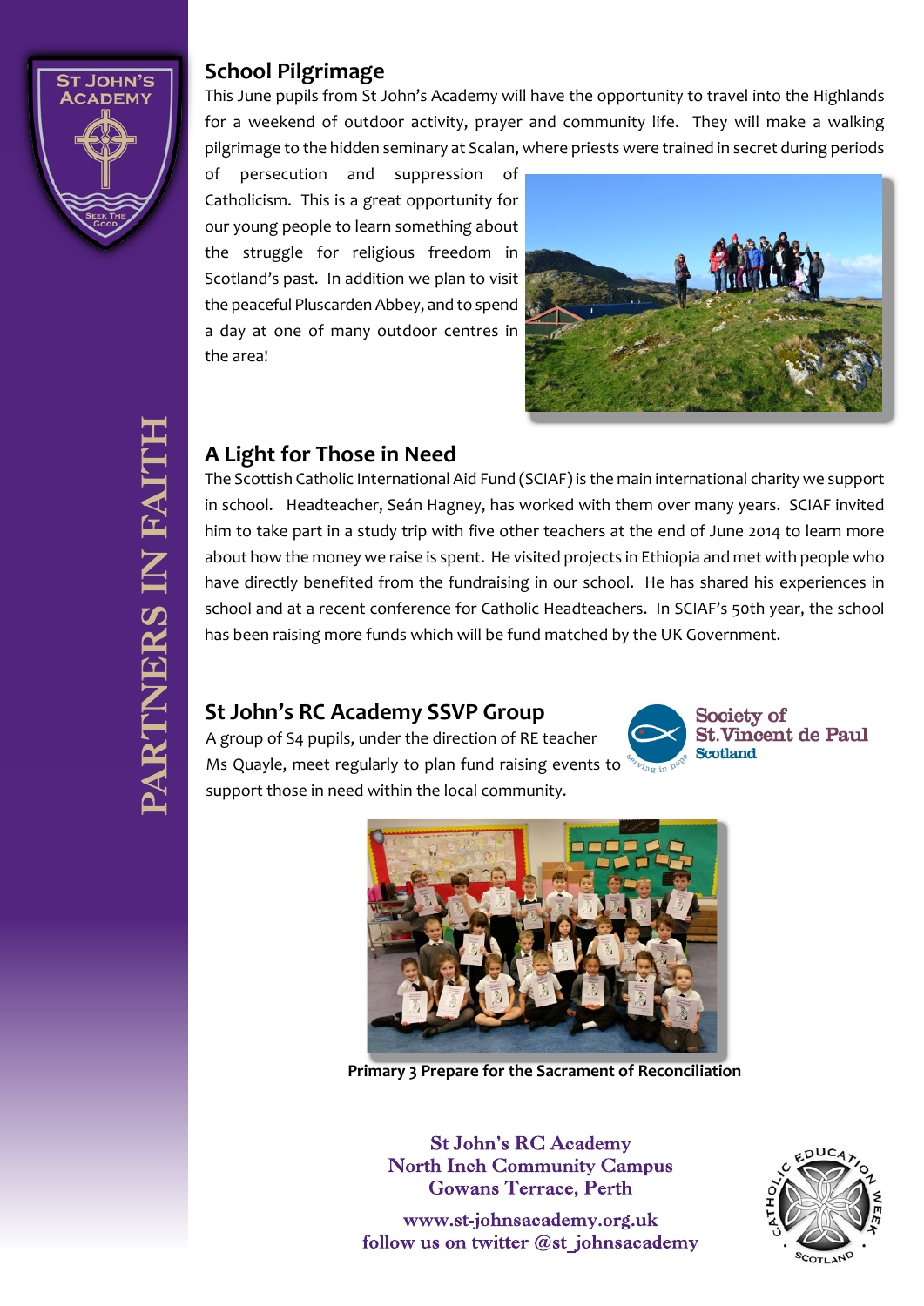PARTNERS IN FAITH

## School Pilgrimage

This June pupils from St John's Academy will have the opportunity to travel into the Highlands for a weekend of outdoor activity, prayer and community life. They will make a walking pilgrimage to the hidden seminary at Scalan, where priests were trained in secret during periods of persecution and suppression of Catholicism. This is a great opportunity for our young people to learn something about the struggle for religious freedom in Scotland's past. In addition we plan to visit the peaceful Pluscarden Abbey, and to spend a day at one of many outdoor centres in the area!

## A Light for Those in Need

The Scottish Catholic International Aid Fund (SCIAF) is the main international charity we support in school. Headteacher, Seán Hagney, has worked with them over many years. SCIAF invited him to take part in a study trip with five other teachers at the end of June 2014 to learn more about how the money we raise is spent. He visited projects in Ethiopia and met with people who have directly benefited from the fundraising in our school. He has shared his experiences in school and at a recent conference for Catholic Headteachers. In SCIAF's 50th year, the school has been raising more funds which will be fund matched by the UK Government.

## St John's RC Academy SSVP Group

A group of S4 pupils, under the direction of RE teacher Ms Quayle, meet regularly to plan fund raising events to support those in need within the local community.

Society of St.Vincent de Paul Scotland

**Primary 3 Prepare for the Sacrament of Reconciliation**

St John's RC Academy
North Inch Community Campus
Gowans Terrace, Perth

www.st-johnsacademy.org.uk
follow us on twitter @st_johnsacademy